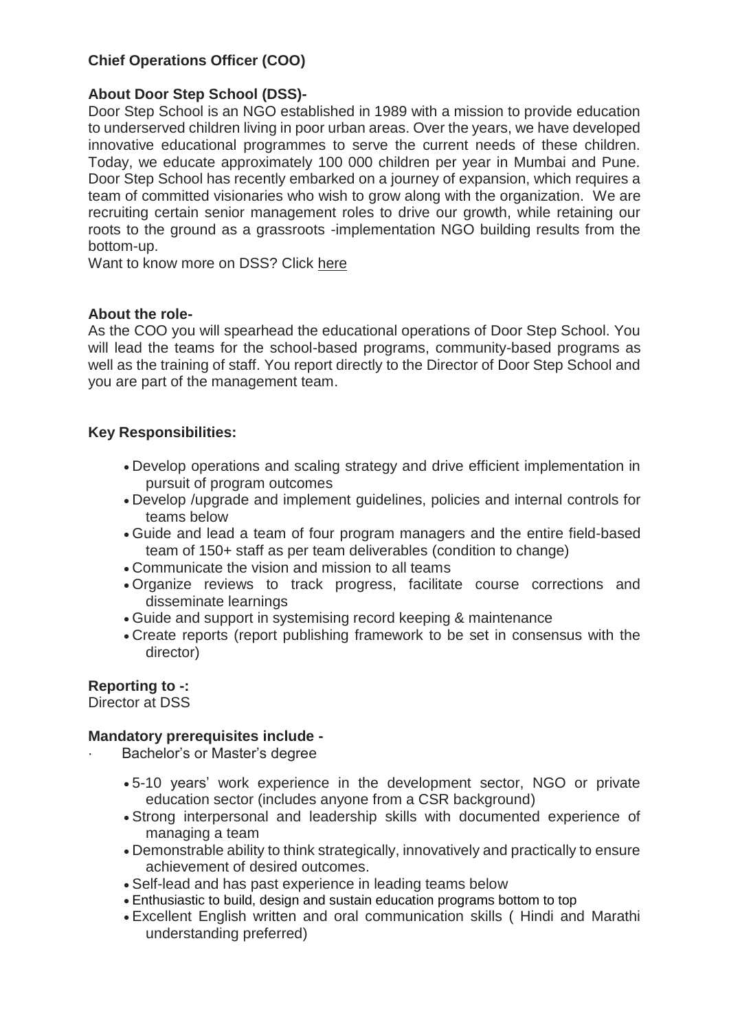# Chief Operations Officer (COO)

**About Door Step School (DSS)-**

Door Step School is an NGO established in 1989 with a mission to provide education to underserved children living in poor urban areas. Over the years, we have developed innovative educational programmes to serve the current needs of these children. Today, we educate approximately 100 000 children per year in Mumbai and Pune. Door Step School has recently embarked on a journey of expansion, which requires a team of committed visionaries who wish to grow along with the organization. We are recruiting certain senior management roles to drive our growth, while retaining our roots to the ground as a grassroots -implementation NGO building results from the bottom-up.

Want to know more on DSS? Click here

**About the role-**

As the COO you will spearhead the educational operations of Door Step School. You will lead the teams for the school-based programs, community-based programs as well as the training of staff. You report directly to the Director of Door Step School and you are part of the management team.

**Key Responsibilities:**

- Develop operations and scaling strategy and drive efficient implementation in pursuit of program outcomes
- Develop /upgrade and implement guidelines, policies and internal controls for teams below
- Guide and lead a team of four program managers and the entire field-based team of 150+ staff as per team deliverables (condition to change)
- Communicate the vision and mission to all teams
- Organize reviews to track progress, facilitate course corrections and disseminate learnings
- Guide and support in systemising record keeping & maintenance
- Create reports (report publishing framework to be set in consensus with the director)

**Reporting to -:**

Director at DSS

**Mandatory prerequisites include -**

- Bachelor's or Master's degree
- 5-10 years' work experience in the development sector, NGO or private education sector (includes anyone from a CSR background)
- Strong interpersonal and leadership skills with documented experience of managing a team
- Demonstrable ability to think strategically, innovatively and practically to ensure achievement of desired outcomes.
- Self-lead and has past experience in leading teams below
- Enthusiastic to build, design and sustain education programs bottom to top
- Excellent English written and oral communication skills ( Hindi and Marathi understanding preferred)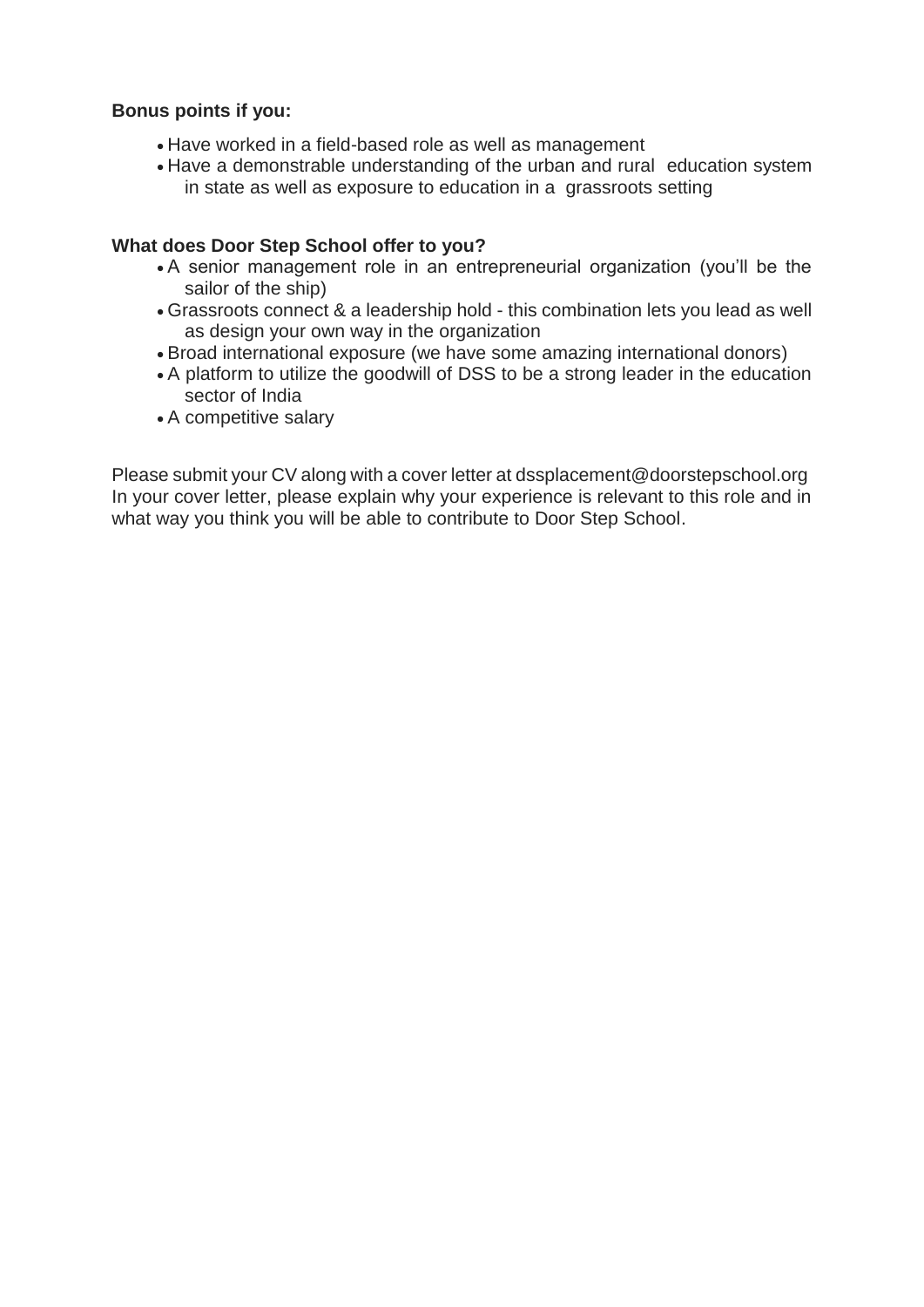**Bonus points if you:**

- Have worked in a field-based role as well as management
- Have a demonstrable understanding of the urban and rural education system in state as well as exposure to education in a grassroots setting

**What does Door Step School offer to you?**

- A senior management role in an entrepreneurial organization (you'll be the sailor of the ship)
- Grassroots connect & a leadership hold - this combination lets you lead as well as design your own way in the organization
- Broad international exposure (we have some amazing international donors)
- A platform to utilize the goodwill of DSS to be a strong leader in the education sector of India
- A competitive salary

Please submit your CV along with a cover letter at dssplacement@doorstepschool.org
In your cover letter, please explain why your experience is relevant to this role and in what way you think you will be able to contribute to Door Step School.